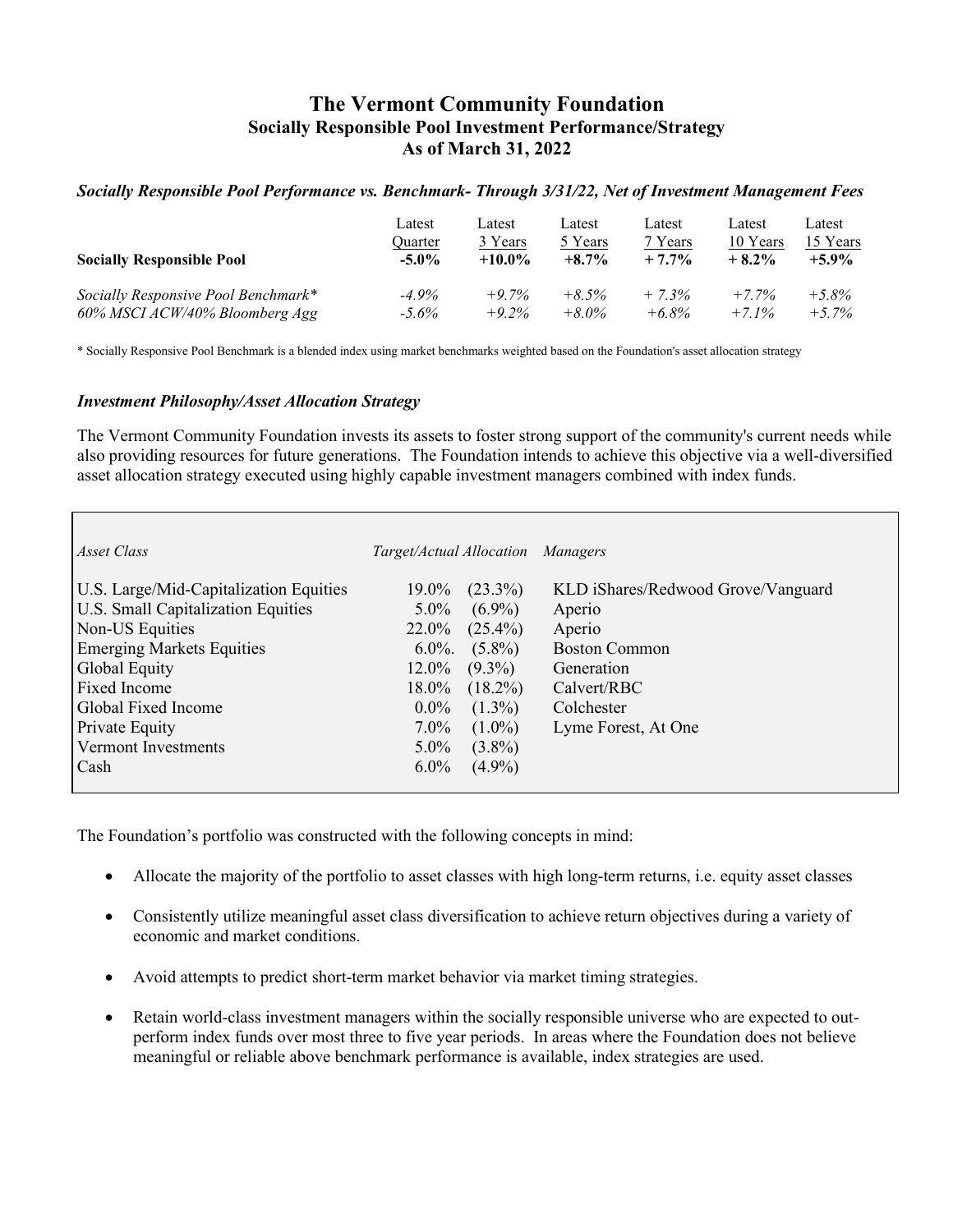# The Vermont Community Foundation
## Socially Responsible Pool Investment Performance/Strategy
## As of March 31, 2022

***Socially Responsible Pool Performance vs. Benchmark- Through 3/31/22, Net of Investment Management Fees***

| | Latest Quarter | Latest 3 Years | Latest 5 Years | Latest 7 Years | Latest 10 Years | Latest 15 Years |
|---|---|---|---|---|---|---|
| **Socially Responsible Pool** | **-5.0%** | **+10.0%** | **+8.7%** | **+ 7.7%** | **+ 8.2%** | **+5.9%** |
| *Socially Responsive Pool Benchmark** | *-4.9%* | *+9.7%* | *+8.5%* | *+ 7.3%* | *+7.7%* | *+5.8%* |
| *60% MSCI ACW/40% Bloomberg Agg* | *-5.6%* | *+9.2%* | *+8.0%* | *+6.8%* | *+7.1%* | *+5.7%* |

* Socially Responsive Pool Benchmark is a blended index using market benchmarks weighted based on the Foundation's asset allocation strategy

### *Investment Philosophy/Asset Allocation Strategy*

The Vermont Community Foundation invests its assets to foster strong support of the community's current needs while also providing resources for future generations. The Foundation intends to achieve this objective via a well-diversified asset allocation strategy executed using highly capable investment managers combined with index funds.

| *Asset Class* | *Target/Actual Allocation* | | *Managers* |
|---|---|---|---|
| U.S. Large/Mid-Capitalization Equities | 19.0% | (23.3%) | KLD iShares/Redwood Grove/Vanguard |
| U.S. Small Capitalization Equities | 5.0% | (6.9%) | Aperio |
| Non-US Equities | 22.0% | (25.4%) | Aperio |
| Emerging Markets Equities | 6.0%. | (5.8%) | Boston Common |
| Global Equity | 12.0% | (9.3%) | Generation |
| Fixed Income | 18.0% | (18.2%) | Calvert/RBC |
| Global Fixed Income | 0.0% | (1.3%) | Colchester |
| Private Equity | 7.0% | (1.0%) | Lyme Forest, At One |
| Vermont Investments | 5.0% | (3.8%) | |
| Cash | 6.0% | (4.9%) | |

The Foundation's portfolio was constructed with the following concepts in mind:

- Allocate the majority of the portfolio to asset classes with high long-term returns, i.e. equity asset classes
- Consistently utilize meaningful asset class diversification to achieve return objectives during a variety of economic and market conditions.
- Avoid attempts to predict short-term market behavior via market timing strategies.
- Retain world-class investment managers within the socially responsible universe who are expected to out-perform index funds over most three to five year periods. In areas where the Foundation does not believe meaningful or reliable above benchmark performance is available, index strategies are used.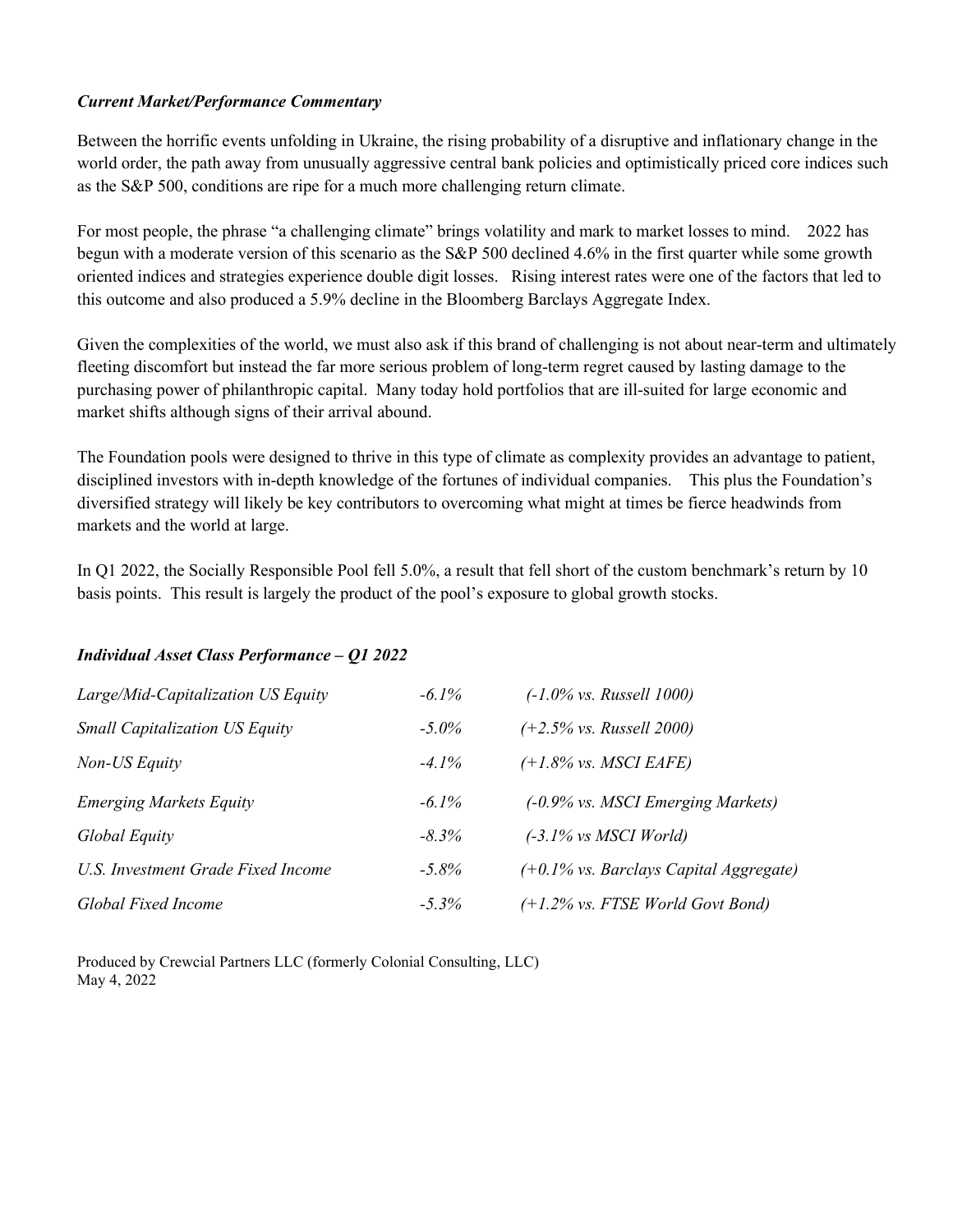### *Current Market/Performance Commentary*

Between the horrific events unfolding in Ukraine, the rising probability of a disruptive and inflationary change in the world order, the path away from unusually aggressive central bank policies and optimistically priced core indices such as the S&P 500, conditions are ripe for a much more challenging return climate.

For most people, the phrase "a challenging climate" brings volatility and mark to market losses to mind. 2022 has begun with a moderate version of this scenario as the S&P 500 declined 4.6% in the first quarter while some growth oriented indices and strategies experience double digit losses. Rising interest rates were one of the factors that led to this outcome and also produced a 5.9% decline in the Bloomberg Barclays Aggregate Index.

Given the complexities of the world, we must also ask if this brand of challenging is not about near-term and ultimately fleeting discomfort but instead the far more serious problem of long-term regret caused by lasting damage to the purchasing power of philanthropic capital. Many today hold portfolios that are ill-suited for large economic and market shifts although signs of their arrival abound.

The Foundation pools were designed to thrive in this type of climate as complexity provides an advantage to patient, disciplined investors with in-depth knowledge of the fortunes of individual companies. This plus the Foundation's diversified strategy will likely be key contributors to overcoming what might at times be fierce headwinds from markets and the world at large.

In Q1 2022, the Socially Responsible Pool fell 5.0%, a result that fell short of the custom benchmark's return by 10 basis points. This result is largely the product of the pool's exposure to global growth stocks.

### *Individual Asset Class Performance – Q1 2022*

| | | |
|---|---|---|
| *Large/Mid-Capitalization US Equity* | *-6.1%* | *(-1.0% vs. Russell 1000)* |
| *Small Capitalization US Equity* | *-5.0%* | *(+2.5% vs. Russell 2000)* |
| *Non-US Equity* | *-4.1%* | *(+1.8% vs. MSCI EAFE)* |
| *Emerging Markets Equity* | *-6.1%* | *(-0.9% vs. MSCI Emerging Markets)* |
| *Global Equity* | *-8.3%* | *(-3.1% vs MSCI World)* |
| *U.S. Investment Grade Fixed Income* | *-5.8%* | *(+0.1% vs. Barclays Capital Aggregate)* |
| *Global Fixed Income* | *-5.3%* | *(+1.2% vs. FTSE World Govt Bond)* |

Produced by Crewcial Partners LLC (formerly Colonial Consulting, LLC)
May 4, 2022